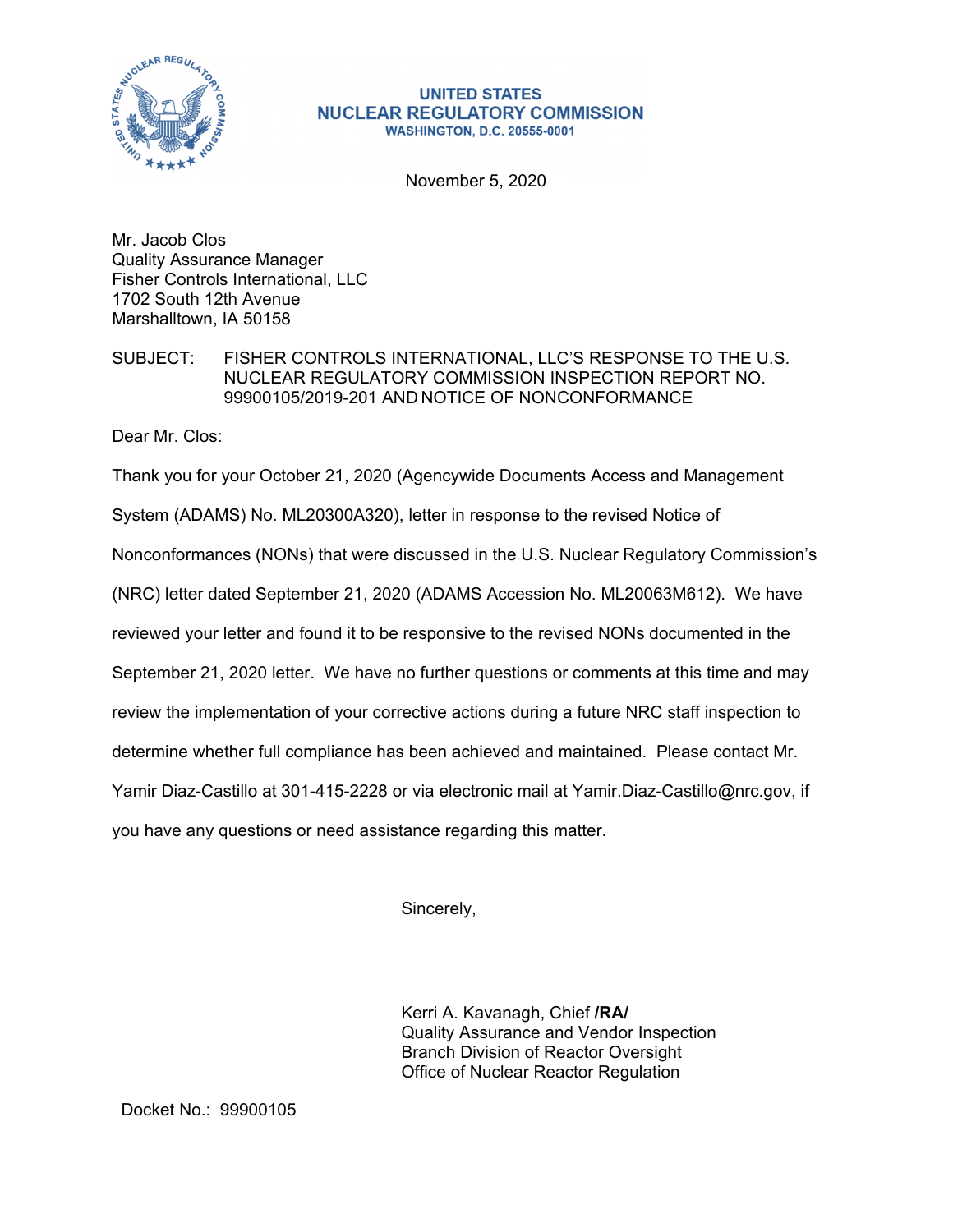**UNITED STATES**
**NUCLEAR REGULATORY COMMISSION**
**WASHINGTON, D.C. 20555-0001**

November 5, 2020

Mr. Jacob Clos
Quality Assurance Manager
Fisher Controls International, LLC
1702 South 12th Avenue
Marshalltown, IA 50158

SUBJECT: FISHER CONTROLS INTERNATIONAL, LLC'S RESPONSE TO THE U.S. NUCLEAR REGULATORY COMMISSION INSPECTION REPORT NO. 99900105/2019-201 AND NOTICE OF NONCONFORMANCE

Dear Mr. Clos:

Thank you for your October 21, 2020 (Agencywide Documents Access and Management System (ADAMS) No. ML20300A320), letter in response to the revised Notice of Nonconformances (NONs) that were discussed in the U.S. Nuclear Regulatory Commission's (NRC) letter dated September 21, 2020 (ADAMS Accession No. ML20063M612). We have reviewed your letter and found it to be responsive to the revised NONs documented in the September 21, 2020 letter. We have no further questions or comments at this time and may review the implementation of your corrective actions during a future NRC staff inspection to determine whether full compliance has been achieved and maintained. Please contact Mr. Yamir Diaz-Castillo at 301-415-2228 or via electronic mail at Yamir.Diaz-Castillo@nrc.gov, if you have any questions or need assistance regarding this matter.

Sincerely,

Kerri A. Kavanagh, Chief **/RA/**
Quality Assurance and Vendor Inspection
Branch Division of Reactor Oversight
Office of Nuclear Reactor Regulation

Docket No.: 99900105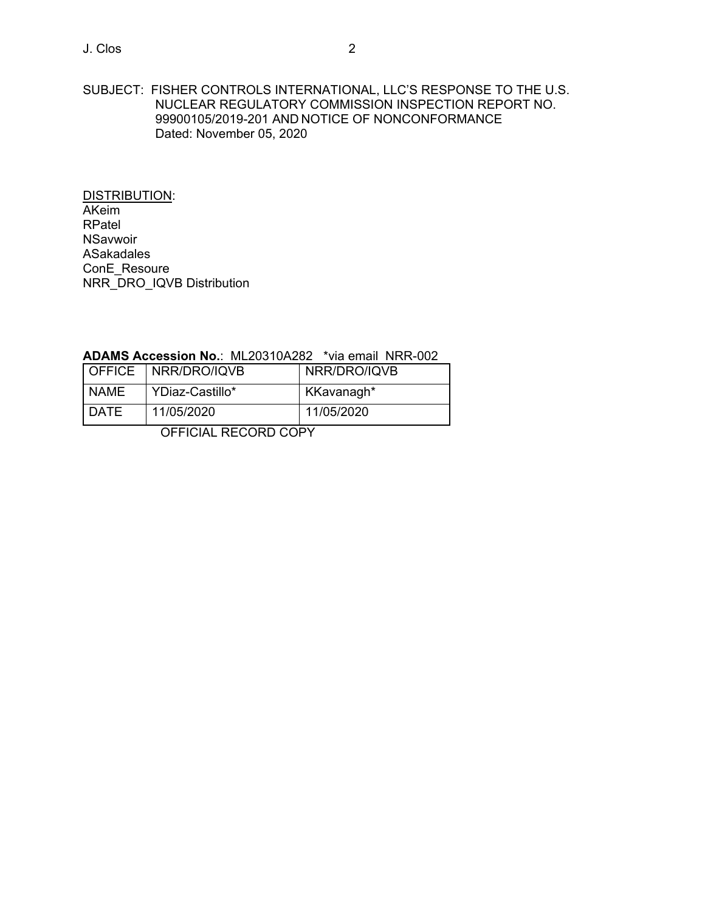SUBJECT: FISHER CONTROLS INTERNATIONAL, LLC'S RESPONSE TO THE U.S. NUCLEAR REGULATORY COMMISSION INSPECTION REPORT NO. 99900105/2019-201 AND NOTICE OF NONCONFORMANCE
Dated: November 05, 2020

DISTRIBUTION:
AKeim
RPatel
NSavwoir
ASakadales
ConE_Resoure
NRR_DRO_IQVB Distribution

**ADAMS Accession No.**: ML20310A282 *via email NRR-002

| OFFICE | NRR/DRO/IQVB | NRR/DRO/IQVB |
|---|---|---|
| NAME | YDiaz-Castillo* | KKavanagh* |
| DATE | 11/05/2020 | 11/05/2020 |

OFFICIAL RECORD COPY